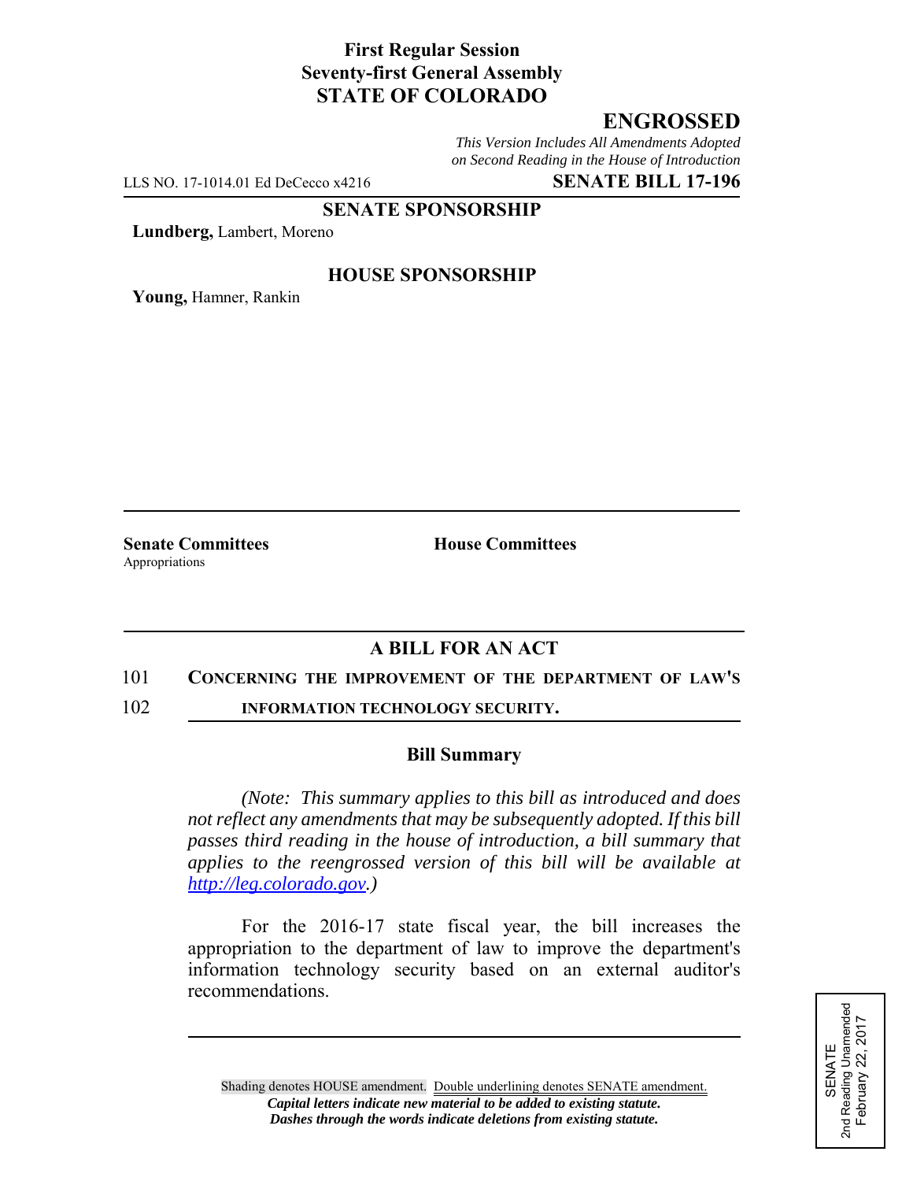**First Regular Session**
**Seventy-first General Assembly**
**STATE OF COLORADO**

# ENGROSSED

*This Version Includes All Amendments Adopted on Second Reading in the House of Introduction*

LLS NO. 17-1014.01 Ed DeCecco x4216 **SENATE BILL 17-196**

**SENATE SPONSORSHIP**

**Lundberg,** Lambert, Moreno

**HOUSE SPONSORSHIP**

**Young,** Hamner, Rankin

**Senate Committees**
Appropriations

**House Committees**

## A BILL FOR AN ACT

101 **CONCERNING THE IMPROVEMENT OF THE DEPARTMENT OF LAW'S**
102 **INFORMATION TECHNOLOGY SECURITY.**

### Bill Summary

*(Note: This summary applies to this bill as introduced and does not reflect any amendments that may be subsequently adopted. If this bill passes third reading in the house of introduction, a bill summary that applies to the reengrossed version of this bill will be available at http://leg.colorado.gov.)*

For the 2016-17 state fiscal year, the bill increases the appropriation to the department of law to improve the department's information technology security based on an external auditor's recommendations.

SENATE
2nd Reading Unamended
February 22, 2017

Shading denotes HOUSE amendment. Double underlining denotes SENATE amendment.
*Capital letters indicate new material to be added to existing statute.*
*Dashes through the words indicate deletions from existing statute.*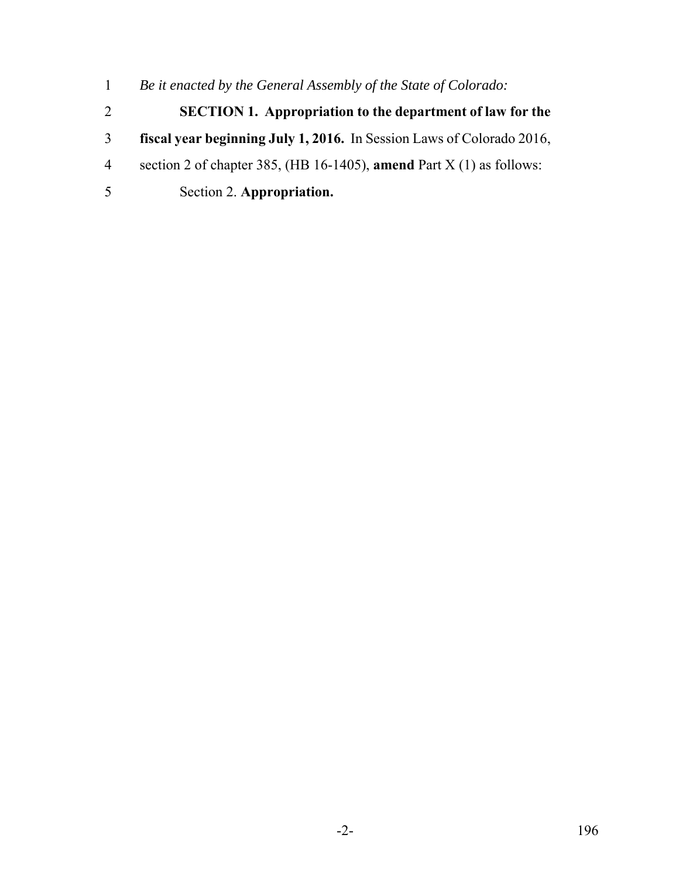*Be it enacted by the General Assembly of the State of Colorado:*

**SECTION 1. Appropriation to the department of law for the fiscal year beginning July 1, 2016.** In Session Laws of Colorado 2016, section 2 of chapter 385, (HB 16-1405), **amend** Part X (1) as follows:

Section 2. **Appropriation.**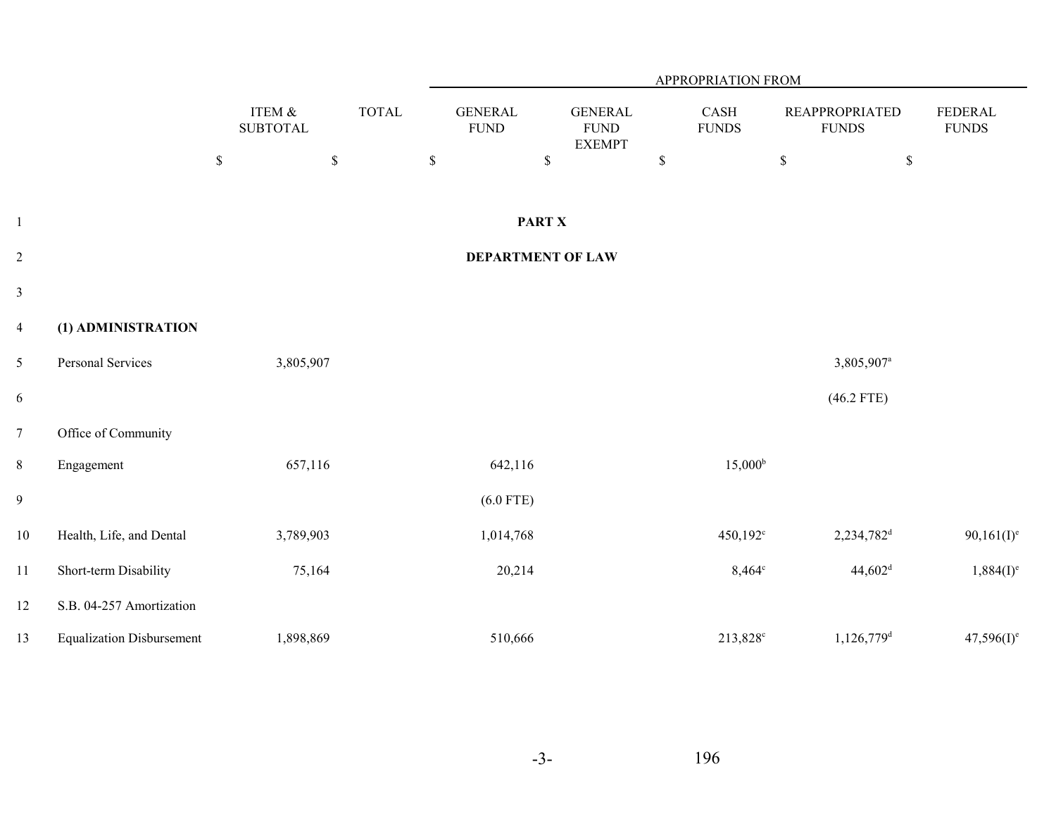# PART X

## DEPARTMENT OF LAW

| | ITEM & SUBTOTAL | TOTAL | GENERAL FUND | GENERAL FUND EXEMPT | CASH FUNDS | REAPPROPRIATED FUNDS | FEDERAL FUNDS |
|---|---|---|---|---|---|---|---|
| | $ | $ | $ | $ | $ | $ | $ |
| **(1) ADMINISTRATION** | | | | | | | |
| Personal Services | 3,805,907 | | | | | 3,805,907[a] | |
| | | | | | | (46.2 FTE) | |
| Office of Community Engagement | 657,116 | | 642,116 | | 15,000[b] | | |
| | | | (6.0 FTE) | | | | |
| Health, Life, and Dental | 3,789,903 | | 1,014,768 | | 450,192[c] | 2,234,782[d] | 90,161(I)[e] |
| Short-term Disability | 75,164 | | 20,214 | | 8,464[c] | 44,602[d] | 1,884(I)[e] |
| S.B. 04-257 Amortization Equalization Disbursement | 1,898,869 | | 510,666 | | 213,828[c] | 1,126,779[d] | 47,596(I)[e] |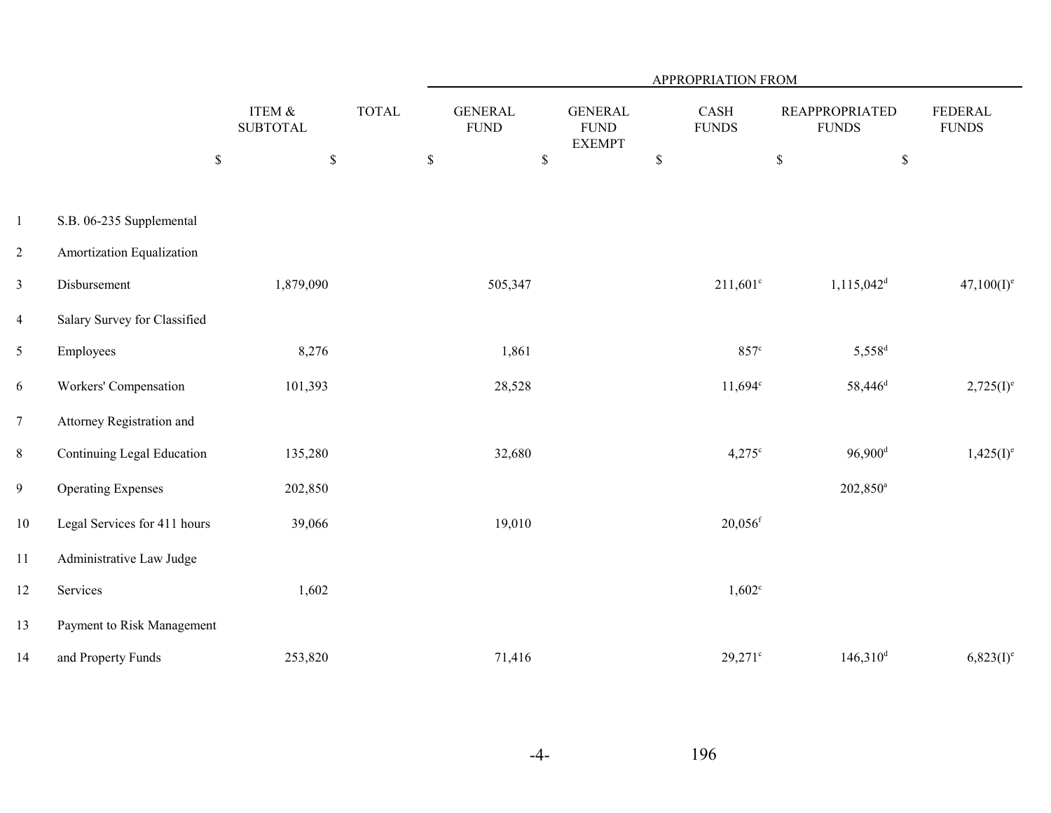| | | ITEM & SUBTOTAL | TOTAL | APPROPRIATION FROM | | | | |
|---|---|---|---|---|---|---|---|---|
| | | | | GENERAL FUND | GENERAL FUND EXEMPT | CASH FUNDS | REAPPROPRIATED FUNDS | FEDERAL FUNDS |
| | | $ | $ | $ | $ | $ | $ | $ |
| 1 | S.B. 06-235 Supplemental | | | | | | | |
| 2 | Amortization Equalization | | | | | | | |
| 3 | Disbursement | 1,879,090 | | 505,347 | | 211,601[c] | 1,115,042[d] | 47,100(I)[e] |
| 4 | Salary Survey for Classified | | | | | | | |
| 5 | Employees | 8,276 | | 1,861 | | 857[c] | 5,558[d] | |
| 6 | Workers' Compensation | 101,393 | | 28,528 | | 11,694[c] | 58,446[d] | 2,725(I)[e] |
| 7 | Attorney Registration and | | | | | | | |
| 8 | Continuing Legal Education | 135,280 | | 32,680 | | 4,275[c] | 96,900[d] | 1,425(I)[e] |
| 9 | Operating Expenses | 202,850 | | | | | 202,850[a] | |
| 10 | Legal Services for 411 hours | 39,066 | | 19,010 | | 20,056[f] | | |
| 11 | Administrative Law Judge | | | | | | | |
| 12 | Services | 1,602 | | | | 1,602[c] | | |
| 13 | Payment to Risk Management | | | | | | | |
| 14 | and Property Funds | 253,820 | | 71,416 | | 29,271[c] | 146,310[d] | 6,823(I)[e] |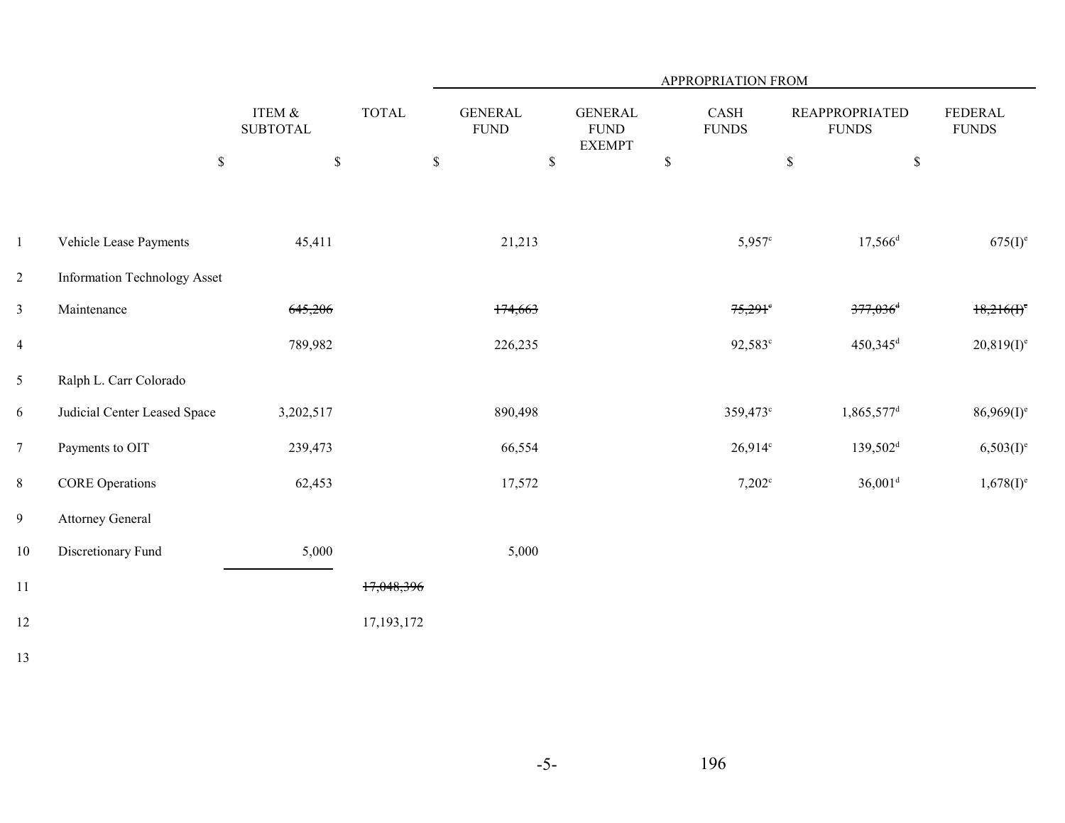| | | | APPROPRIATION FROM | | | | |
|---|---|---|---|---|---|---|---|
| | ITEM & SUBTOTAL | TOTAL | GENERAL FUND | GENERAL FUND EXEMPT | CASH FUNDS | REAPPROPRIATED FUNDS | FEDERAL FUNDS |
| | $ | $ | $ | $ | $ | $ | $ |
| Vehicle Lease Payments | 45,411 | | 21,213 | | 5,957[c] | 17,566[d] | 675(I)[e] |
| Information Technology Asset | | | | | | | |
| Maintenance | ~~645,206~~ | | ~~174,663~~ | | ~~75,291[c]~~ | ~~377,036[d]~~ | ~~18,216(I)[e]~~ |
| | 789,982 | | 226,235 | | 92,583[c] | 450,345[d] | 20,819(I)[e] |
| Ralph L. Carr Colorado | | | | | | | |
| Judicial Center Leased Space | 3,202,517 | | 890,498 | | 359,473[c] | 1,865,577[d] | 86,969(I)[e] |
| Payments to OIT | 239,473 | | 66,554 | | 26,914[c] | 139,502[d] | 6,503(I)[e] |
| CORE Operations | 62,453 | | 17,572 | | 7,202[c] | 36,001[d] | 1,678(I)[e] |
| Attorney General | | | | | | | |
| Discretionary Fund | 5,000 | | 5,000 | | | | |
| | | ~~17,048,396~~ | | | | | |
| | | 17,193,172 | | | | | |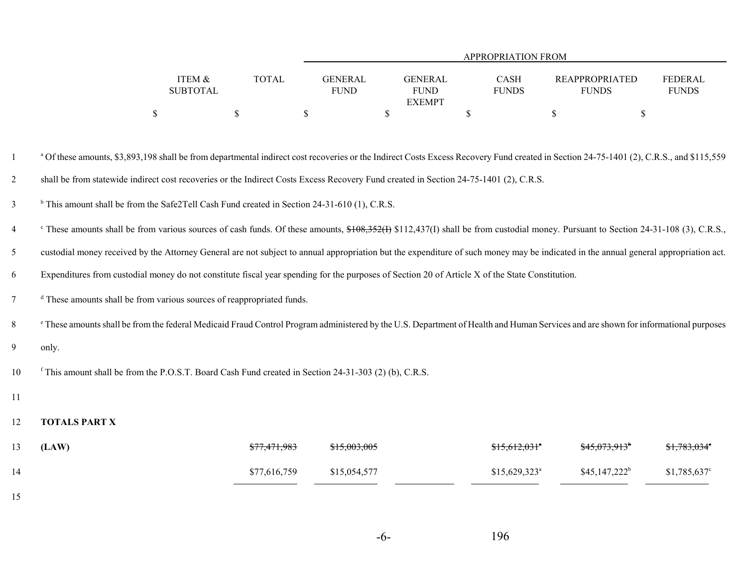| | ITEM & SUBTOTAL | TOTAL | APPROPRIATION FROM GENERAL FUND | GENERAL FUND EXEMPT | CASH FUNDS | REAPPROPRIATED FUNDS | FEDERAL FUNDS |
|---|---|---|---|---|---|---|---|
| | $ | $ | $ | $ | $ | $ | $ |

[a] Of these amounts, $3,893,198 shall be from departmental indirect cost recoveries or the Indirect Costs Excess Recovery Fund created in Section 24-75-1401 (2), C.R.S., and $115,559 shall be from statewide indirect cost recoveries or the Indirect Costs Excess Recovery Fund created in Section 24-75-1401 (2), C.R.S.

[b] This amount shall be from the Safe2Tell Cash Fund created in Section 24-31-610 (1), C.R.S.

[c] These amounts shall be from various sources of cash funds. Of these amounts, ~~$108,352(I)~~ $112,437(I) shall be from custodial money. Pursuant to Section 24-31-108 (3), C.R.S., custodial money received by the Attorney General are not subject to annual appropriation but the expenditure of such money may be indicated in the annual general appropriation act. Expenditures from custodial money do not constitute fiscal year spending for the purposes of Section 20 of Article X of the State Constitution.

[d] These amounts shall be from various sources of reappropriated funds.

[e] These amounts shall be from the federal Medicaid Fraud Control Program administered by the U.S. Department of Health and Human Services and are shown for informational purposes only.

[f] This amount shall be from the P.O.S.T. Board Cash Fund created in Section 24-31-303 (2) (b), C.R.S.

**TOTALS PART X**

| | ITEM & SUBTOTAL | TOTAL | GENERAL FUND | GENERAL FUND EXEMPT | CASH FUNDS | REAPPROPRIATED FUNDS | FEDERAL FUNDS |
|---|---|---|---|---|---|---|---|
| **(LAW)** | | ~~$77,471,983~~ | ~~$15,003,005~~ | | ~~$15,612,031~~[a] | ~~$45,073,913~~[b] | ~~$1,783,034~~[c] |
| | | $77,616,759 | $15,054,577 | | $15,629,323[a] | $45,147,222[b] | $1,785,637[c] |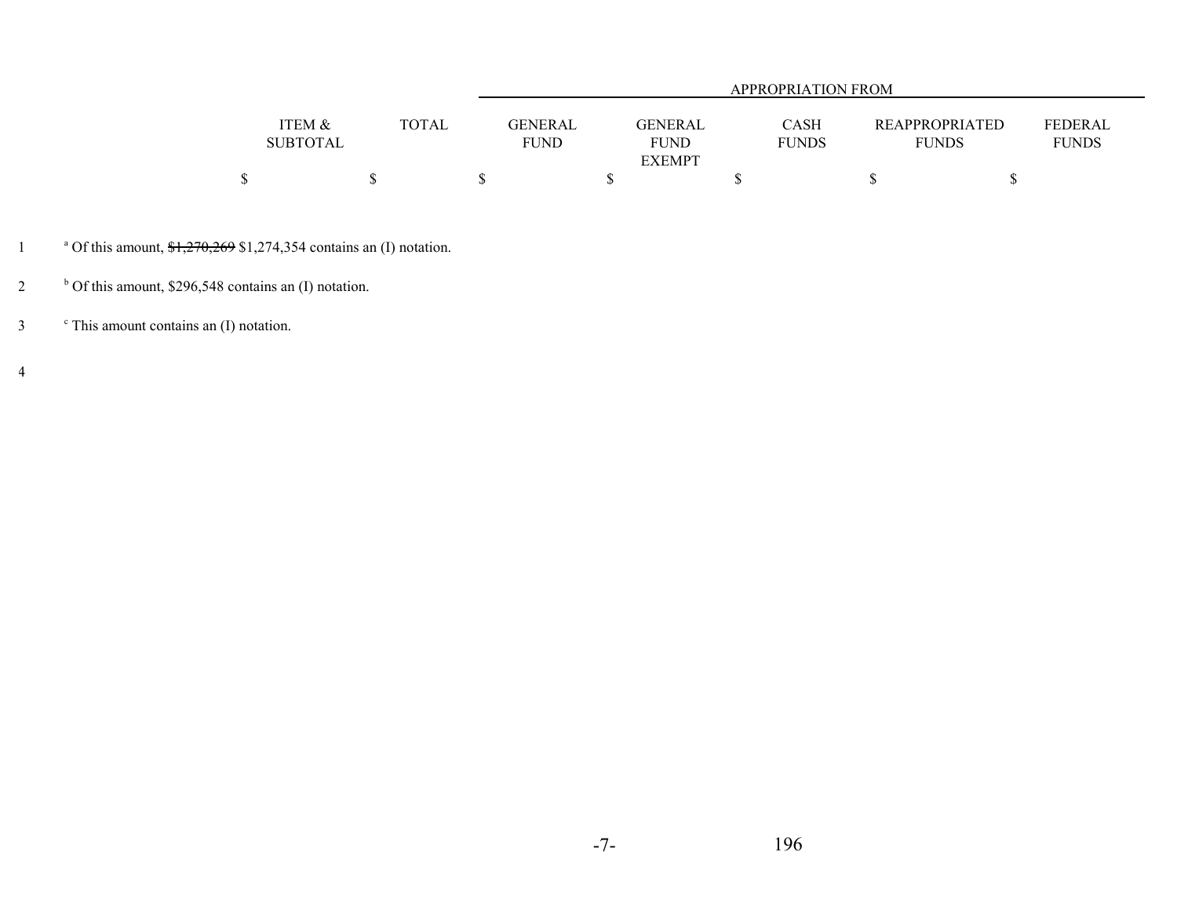| | ITEM & SUBTOTAL | TOTAL | APPROPRIATION FROM GENERAL FUND | GENERAL FUND EXEMPT | CASH FUNDS | REAPPROPRIATED FUNDS | FEDERAL FUNDS |
|---|---|---|---|---|---|---|---|
| | $ | $ | $ | $ | $ | $ | $ |

[a] Of this amount, ~~$1,270,269~~ $1,274,354 contains an (I) notation.

[b] Of this amount, $296,548 contains an (I) notation.

[c] This amount contains an (I) notation.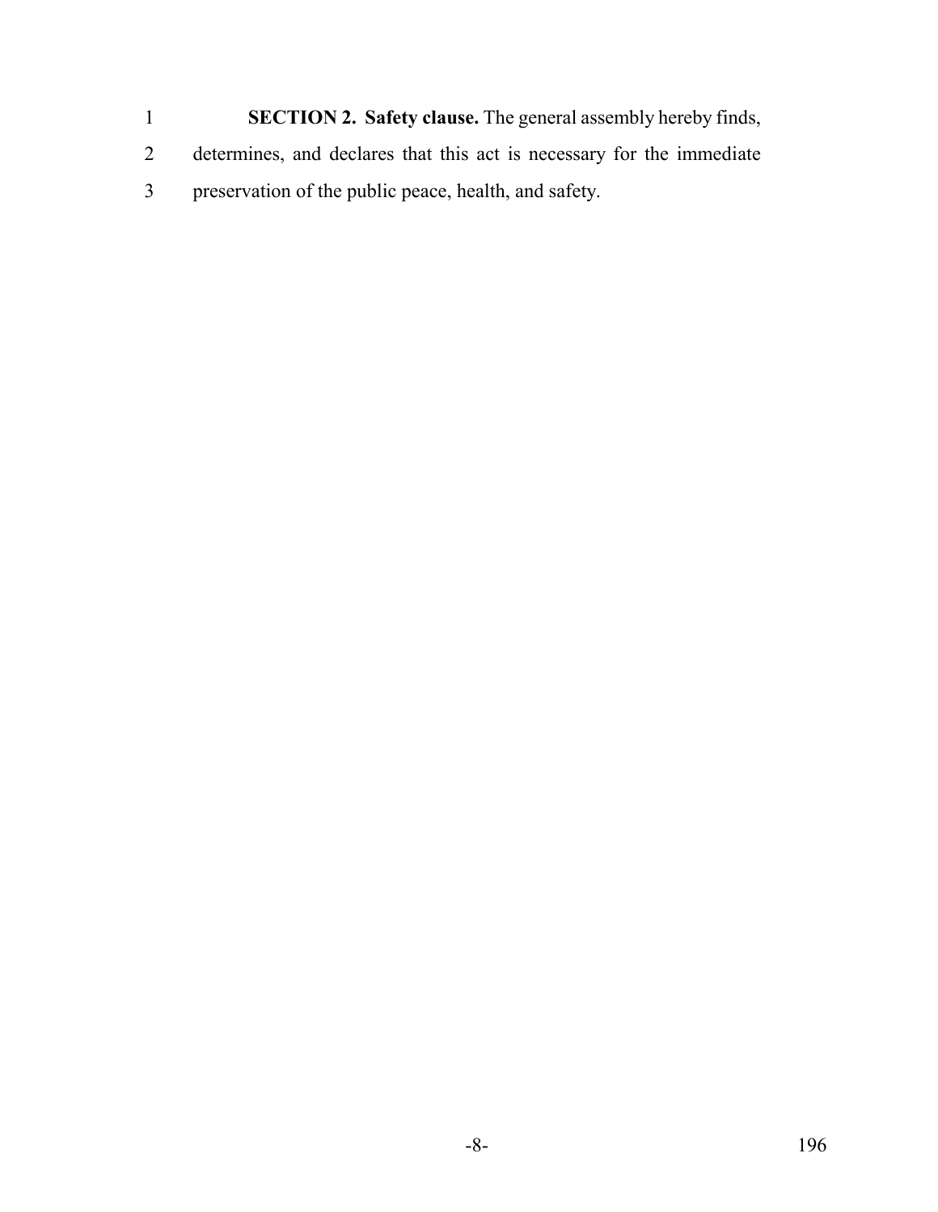**SECTION 2. Safety clause.** The general assembly hereby finds, determines, and declares that this act is necessary for the immediate preservation of the public peace, health, and safety.